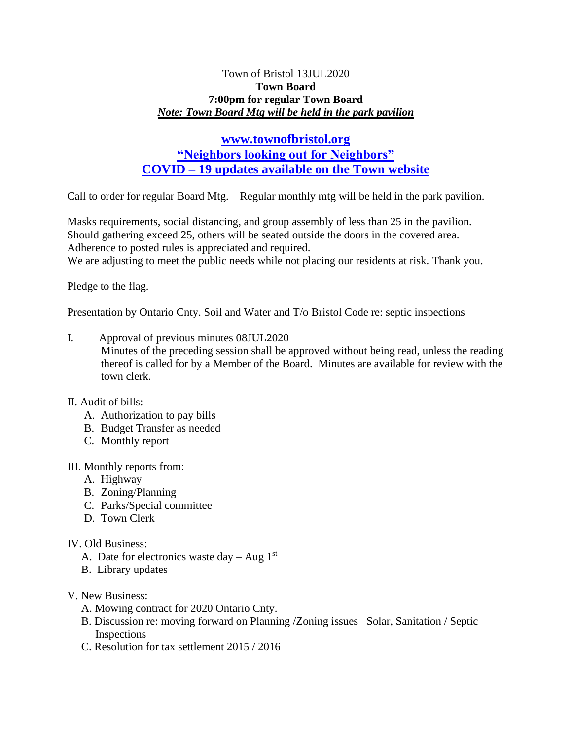Town of Bristol 13JUL2020

**Town Board**

**7:00pm for regular Town Board**

***Note: Town Board Mtg will be held in the park pavilion***

**www.townofbristol.org**

**"Neighbors looking out for Neighbors"**

**COVID – 19 updates available on the Town website**

Call to order for regular Board Mtg. – Regular monthly mtg will be held in the park pavilion.

Masks requirements, social distancing, and group assembly of less than 25 in the pavilion.
Should gathering exceed 25, others will be seated outside the doors in the covered area.
Adherence to posted rules is appreciated and required.
We are adjusting to meet the public needs while not placing our residents at risk. Thank you.

Pledge to the flag.

Presentation by Ontario Cnty. Soil and Water and T/o Bristol Code re: septic inspections

I. Approval of previous minutes 08JUL2020
Minutes of the preceding session shall be approved without being read, unless the reading thereof is called for by a Member of the Board. Minutes are available for review with the town clerk.

II. Audit of bills:
  A. Authorization to pay bills
  B. Budget Transfer as needed
  C. Monthly report

III. Monthly reports from:
  A. Highway
  B. Zoning/Planning
  C. Parks/Special committee
  D. Town Clerk

IV. Old Business:
  A. Date for electronics waste day – Aug 1st
  B. Library updates

V. New Business:
  A. Mowing contract for 2020 Ontario Cnty.
  B. Discussion re: moving forward on Planning /Zoning issues –Solar, Sanitation / Septic Inspections
  C. Resolution for tax settlement 2015 / 2016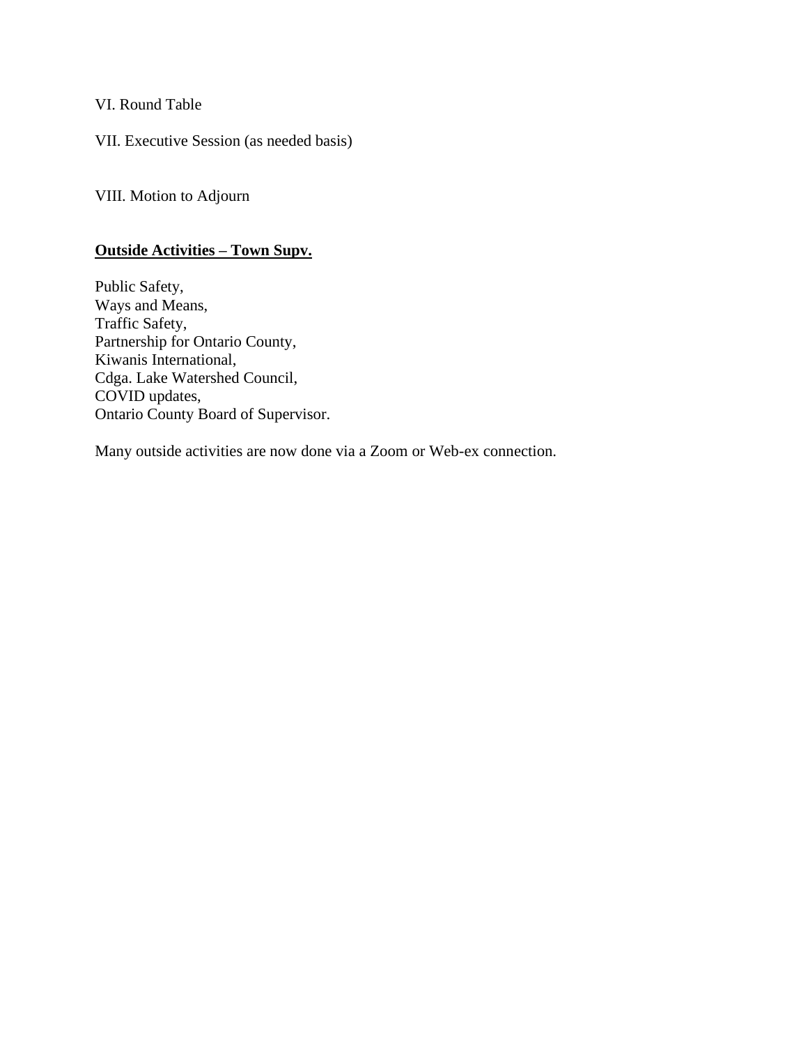VI. Round Table

VII. Executive Session (as needed basis)

VIII. Motion to Adjourn

**Outside Activities – Town Supv.**

Public Safety,
Ways and Means,
Traffic Safety,
Partnership for Ontario County,
Kiwanis International,
Cdga. Lake Watershed Council,
COVID updates,
Ontario County Board of Supervisor.

Many outside activities are now done via a Zoom or Web-ex connection.